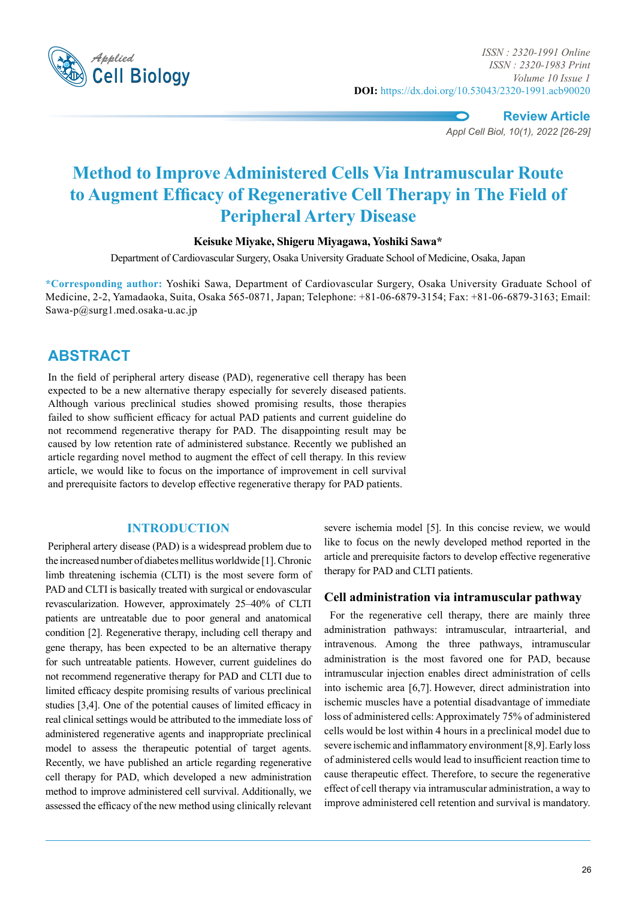# Method to Improve Administered Cells Via Intramuscular Route to Augment Efficacy of Regenerative Cell Therapy in The Field of Peripheral Artery Disease

**Keisuke Miyake, Shigeru Miyagawa, Yoshiki Sawa***

Department of Cardiovascular Surgery, Osaka University Graduate School of Medicine, Osaka, Japan

**\*Corresponding author:** Yoshiki Sawa, Department of Cardiovascular Surgery, Osaka University Graduate School of Medicine, 2-2, Yamadaoka, Suita, Osaka 565-0871, Japan; Telephone: +81-06-6879-3154; Fax: +81-06-6879-3163; Email: Sawa-p@surg1.med.osaka-u.ac.jp

## ABSTRACT

In the field of peripheral artery disease (PAD), regenerative cell therapy has been expected to be a new alternative therapy especially for severely diseased patients. Although various preclinical studies showed promising results, those therapies failed to show sufficient efficacy for actual PAD patients and current guideline do not recommend regenerative therapy for PAD. The disappointing result may be caused by low retention rate of administered substance. Recently we published an article regarding novel method to augment the effect of cell therapy. In this review article, we would like to focus on the importance of improvement in cell survival and prerequisite factors to develop effective regenerative therapy for PAD patients.

## INTRODUCTION

Peripheral artery disease (PAD) is a widespread problem due to the increased number of diabetes mellitus worldwide [1]. Chronic limb threatening ischemia (CLTI) is the most severe form of PAD and CLTI is basically treated with surgical or endovascular revascularization. However, approximately 25–40% of CLTI patients are untreatable due to poor general and anatomical condition [2]. Regenerative therapy, including cell therapy and gene therapy, has been expected to be an alternative therapy for such untreatable patients. However, current guidelines do not recommend regenerative therapy for PAD and CLTI due to limited efficacy despite promising results of various preclinical studies [3,4]. One of the potential causes of limited efficacy in real clinical settings would be attributed to the immediate loss of administered regenerative agents and inappropriate preclinical model to assess the therapeutic potential of target agents. Recently, we have published an article regarding regenerative cell therapy for PAD, which developed a new administration method to improve administered cell survival. Additionally, we assessed the efficacy of the new method using clinically relevant severe ischemia model [5]. In this concise review, we would like to focus on the newly developed method reported in the article and prerequisite factors to develop effective regenerative therapy for PAD and CLTI patients.

### Cell administration via intramuscular pathway

For the regenerative cell therapy, there are mainly three administration pathways: intramuscular, intraarterial, and intravenous. Among the three pathways, intramuscular administration is the most favored one for PAD, because intramuscular injection enables direct administration of cells into ischemic area [6,7]. However, direct administration into ischemic muscles have a potential disadvantage of immediate loss of administered cells: Approximately 75% of administered cells would be lost within 4 hours in a preclinical model due to severe ischemic and inflammatory environment [8,9]. Early loss of administered cells would lead to insufficient reaction time to cause therapeutic effect. Therefore, to secure the regenerative effect of cell therapy via intramuscular administration, a way to improve administered cell retention and survival is mandatory.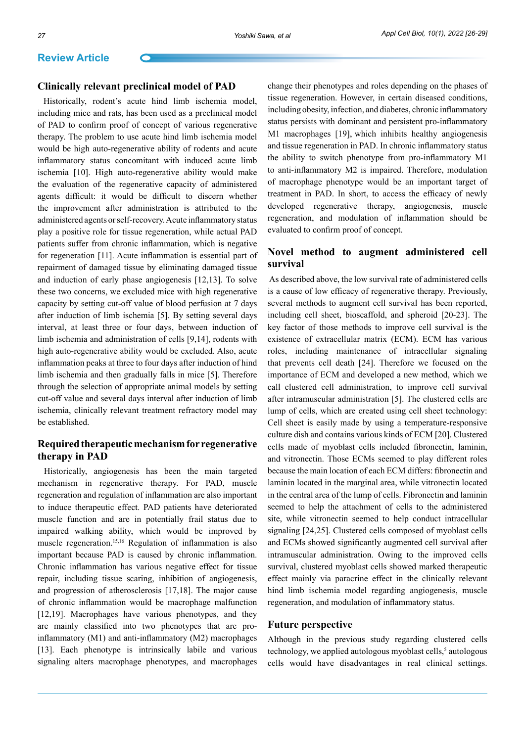## Clinically relevant preclinical model of PAD

Historically, rodent's acute hind limb ischemia model, including mice and rats, has been used as a preclinical model of PAD to confirm proof of concept of various regenerative therapy. The problem to use acute hind limb ischemia model would be high auto-regenerative ability of rodents and acute inflammatory status concomitant with induced acute limb ischemia [10]. High auto-regenerative ability would make the evaluation of the regenerative capacity of administered agents difficult: it would be difficult to discern whether the improvement after administration is attributed to the administered agents or self-recovery. Acute inflammatory status play a positive role for tissue regeneration, while actual PAD patients suffer from chronic inflammation, which is negative for regeneration [11]. Acute inflammation is essential part of repairment of damaged tissue by eliminating damaged tissue and induction of early phase angiogenesis [12,13]. To solve these two concerns, we excluded mice with high regenerative capacity by setting cut-off value of blood perfusion at 7 days after induction of limb ischemia [5]. By setting several days interval, at least three or four days, between induction of limb ischemia and administration of cells [9,14], rodents with high auto-regenerative ability would be excluded. Also, acute inflammation peaks at three to four days after induction of hind limb ischemia and then gradually falls in mice [5]. Therefore through the selection of appropriate animal models by setting cut-off value and several days interval after induction of limb ischemia, clinically relevant treatment refractory model may be established.

## Required therapeutic mechanism for regenerative therapy in PAD

Historically, angiogenesis has been the main targeted mechanism in regenerative therapy. For PAD, muscle regeneration and regulation of inflammation are also important to induce therapeutic effect. PAD patients have deteriorated muscle function and are in potentially frail status due to impaired walking ability, which would be improved by muscle regeneration.[15,16] Regulation of inflammation is also important because PAD is caused by chronic inflammation. Chronic inflammation has various negative effect for tissue repair, including tissue scaring, inhibition of angiogenesis, and progression of atherosclerosis [17,18]. The major cause of chronic inflammation would be macrophage malfunction [12,19]. Macrophages have various phenotypes, and they are mainly classified into two phenotypes that are pro-inflammatory (M1) and anti-inflammatory (M2) macrophages [13]. Each phenotype is intrinsically labile and various signaling alters macrophage phenotypes, and macrophages change their phenotypes and roles depending on the phases of tissue regeneration. However, in certain diseased conditions, including obesity, infection, and diabetes, chronic inflammatory status persists with dominant and persistent pro-inflammatory M1 macrophages [19], which inhibits healthy angiogenesis and tissue regeneration in PAD. In chronic inflammatory status the ability to switch phenotype from pro-inflammatory M1 to anti-inflammatory M2 is impaired. Therefore, modulation of macrophage phenotype would be an important target of treatment in PAD. In short, to access the efficacy of newly developed regenerative therapy, angiogenesis, muscle regeneration, and modulation of inflammation should be evaluated to confirm proof of concept.

## Novel method to augment administered cell survival

As described above, the low survival rate of administered cells is a cause of low efficacy of regenerative therapy. Previously, several methods to augment cell survival has been reported, including cell sheet, bioscaffold, and spheroid [20-23]. The key factor of those methods to improve cell survival is the existence of extracellular matrix (ECM). ECM has various roles, including maintenance of intracellular signaling that prevents cell death [24]. Therefore we focused on the importance of ECM and developed a new method, which we call clustered cell administration, to improve cell survival after intramuscular administration [5]. The clustered cells are lump of cells, which are created using cell sheet technology: Cell sheet is easily made by using a temperature-responsive culture dish and contains various kinds of ECM [20]. Clustered cells made of myoblast cells included fibronectin, laminin, and vitronectin. Those ECMs seemed to play different roles because the main location of each ECM differs: fibronectin and laminin located in the marginal area, while vitronectin located in the central area of the lump of cells. Fibronectin and laminin seemed to help the attachment of cells to the administered site, while vitronectin seemed to help conduct intracellular signaling [24,25]. Clustered cells composed of myoblast cells and ECMs showed significantly augmented cell survival after intramuscular administration. Owing to the improved cells survival, clustered myoblast cells showed marked therapeutic effect mainly via paracrine effect in the clinically relevant hind limb ischemia model regarding angiogenesis, muscle regeneration, and modulation of inflammatory status.

## Future perspective

Although in the previous study regarding clustered cells technology, we applied autologous myoblast cells,[5] autologous cells would have disadvantages in real clinical settings.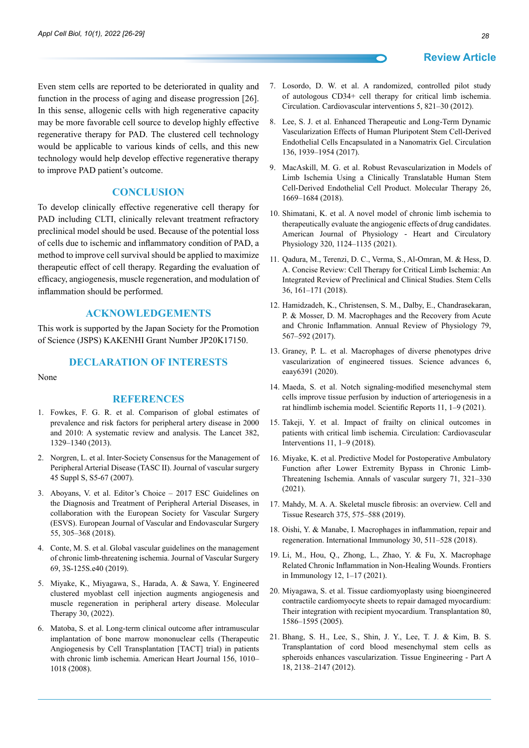Even stem cells are reported to be deteriorated in quality and function in the process of aging and disease progression [26]. In this sense, allogenic cells with high regenerative capacity may be more favorable cell source to develop highly effective regenerative therapy for PAD. The clustered cell technology would be applicable to various kinds of cells, and this new technology would help develop effective regenerative therapy to improve PAD patient's outcome.

## CONCLUSION

To develop clinically effective regenerative cell therapy for PAD including CLTI, clinically relevant treatment refractory preclinical model should be used. Because of the potential loss of cells due to ischemic and inflammatory condition of PAD, a method to improve cell survival should be applied to maximize therapeutic effect of cell therapy. Regarding the evaluation of efficacy, angiogenesis, muscle regeneration, and modulation of inflammation should be performed.

## ACKNOWLEDGEMENTS

This work is supported by the Japan Society for the Promotion of Science (JSPS) KAKENHI Grant Number JP20K17150.

## DECLARATION OF INTERESTS

None

## REFERENCES

1. Fowkes, F. G. R. et al. Comparison of global estimates of prevalence and risk factors for peripheral artery disease in 2000 and 2010: A systematic review and analysis. The Lancet 382, 1329–1340 (2013).
2. Norgren, L. et al. Inter-Society Consensus for the Management of Peripheral Arterial Disease (TASC II). Journal of vascular surgery 45 Suppl S, S5-67 (2007).
3. Aboyans, V. et al. Editor's Choice – 2017 ESC Guidelines on the Diagnosis and Treatment of Peripheral Arterial Diseases, in collaboration with the European Society for Vascular Surgery (ESVS). European Journal of Vascular and Endovascular Surgery 55, 305–368 (2018).
4. Conte, M. S. et al. Global vascular guidelines on the management of chronic limb-threatening ischemia. Journal of Vascular Surgery 69, 3S-125S.e40 (2019).
5. Miyake, K., Miyagawa, S., Harada, A. & Sawa, Y. Engineered clustered myoblast cell injection augments angiogenesis and muscle regeneration in peripheral artery disease. Molecular Therapy 30, (2022).
6. Matoba, S. et al. Long-term clinical outcome after intramuscular implantation of bone marrow mononuclear cells (Therapeutic Angiogenesis by Cell Transplantation [TACT] trial) in patients with chronic limb ischemia. American Heart Journal 156, 1010–1018 (2008).
7. Losordo, D. W. et al. A randomized, controlled pilot study of autologous CD34+ cell therapy for critical limb ischemia. Circulation. Cardiovascular interventions 5, 821–30 (2012).
8. Lee, S. J. et al. Enhanced Therapeutic and Long-Term Dynamic Vascularization Effects of Human Pluripotent Stem Cell-Derived Endothelial Cells Encapsulated in a Nanomatrix Gel. Circulation 136, 1939–1954 (2017).
9. MacAskill, M. G. et al. Robust Revascularization in Models of Limb Ischemia Using a Clinically Translatable Human Stem Cell-Derived Endothelial Cell Product. Molecular Therapy 26, 1669–1684 (2018).
10. Shimatani, K. et al. A novel model of chronic limb ischemia to therapeutically evaluate the angiogenic effects of drug candidates. American Journal of Physiology - Heart and Circulatory Physiology 320, 1124–1135 (2021).
11. Qadura, M., Terenzi, D. C., Verma, S., Al-Omran, M. & Hess, D. A. Concise Review: Cell Therapy for Critical Limb Ischemia: An Integrated Review of Preclinical and Clinical Studies. Stem Cells 36, 161–171 (2018).
12. Hamidzadeh, K., Christensen, S. M., Dalby, E., Chandrasekaran, P. & Mosser, D. M. Macrophages and the Recovery from Acute and Chronic Inflammation. Annual Review of Physiology 79, 567–592 (2017).
13. Graney, P. L. et al. Macrophages of diverse phenotypes drive vascularization of engineered tissues. Science advances 6, eaay6391 (2020).
14. Maeda, S. et al. Notch signaling-modified mesenchymal stem cells improve tissue perfusion by induction of arteriogenesis in a rat hindlimb ischemia model. Scientific Reports 11, 1–9 (2021).
15. Takeji, Y. et al. Impact of frailty on clinical outcomes in patients with critical limb ischemia. Circulation: Cardiovascular Interventions 11, 1–9 (2018).
16. Miyake, K. et al. Predictive Model for Postoperative Ambulatory Function after Lower Extremity Bypass in Chronic Limb-Threatening Ischemia. Annals of vascular surgery 71, 321–330 (2021).
17. Mahdy, M. A. A. Skeletal muscle fibrosis: an overview. Cell and Tissue Research 375, 575–588 (2019).
18. Oishi, Y. & Manabe, I. Macrophages in inflammation, repair and regeneration. International Immunology 30, 511–528 (2018).
19. Li, M., Hou, Q., Zhong, L., Zhao, Y. & Fu, X. Macrophage Related Chronic Inflammation in Non-Healing Wounds. Frontiers in Immunology 12, 1–17 (2021).
20. Miyagawa, S. et al. Tissue cardiomyoplasty using bioengineered contractile cardiomyocyte sheets to repair damaged myocardium: Their integration with recipient myocardium. Transplantation 80, 1586–1595 (2005).
21. Bhang, S. H., Lee, S., Shin, J. Y., Lee, T. J. & Kim, B. S. Transplantation of cord blood mesenchymal stem cells as spheroids enhances vascularization. Tissue Engineering - Part A 18, 2138–2147 (2012).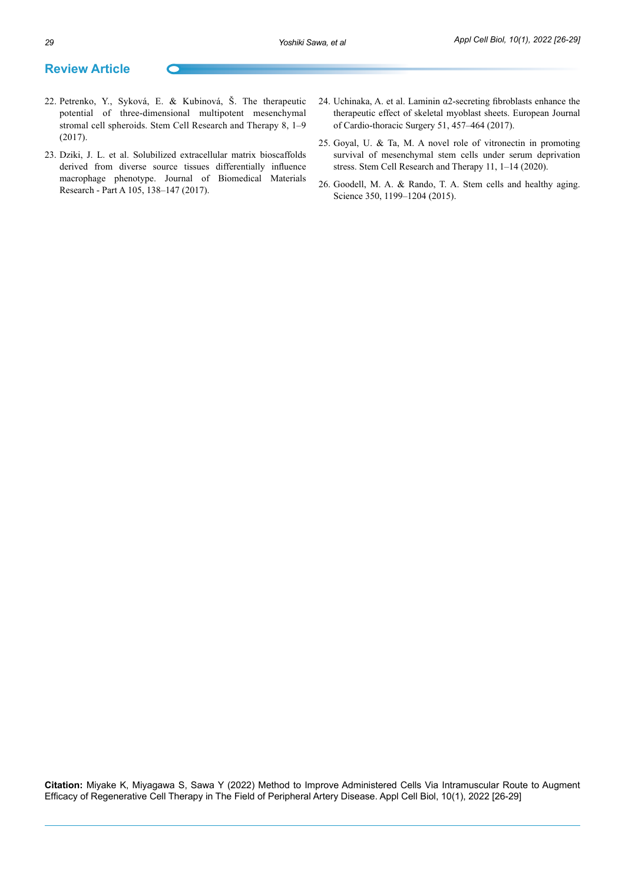22. Petrenko, Y., Syková, E. & Kubinová, Š. The therapeutic potential of three-dimensional multipotent mesenchymal stromal cell spheroids. Stem Cell Research and Therapy 8, 1–9 (2017).
23. Dziki, J. L. et al. Solubilized extracellular matrix bioscaffolds derived from diverse source tissues differentially influence macrophage phenotype. Journal of Biomedical Materials Research - Part A 105, 138–147 (2017).
24. Uchinaka, A. et al. Laminin α2-secreting fibroblasts enhance the therapeutic effect of skeletal myoblast sheets. European Journal of Cardio-thoracic Surgery 51, 457–464 (2017).
25. Goyal, U. & Ta, M. A novel role of vitronectin in promoting survival of mesenchymal stem cells under serum deprivation stress. Stem Cell Research and Therapy 11, 1–14 (2020).
26. Goodell, M. A. & Rando, T. A. Stem cells and healthy aging. Science 350, 1199–1204 (2015).

**Citation:** Miyake K, Miyagawa S, Sawa Y (2022) Method to Improve Administered Cells Via Intramuscular Route to Augment Efficacy of Regenerative Cell Therapy in The Field of Peripheral Artery Disease. Appl Cell Biol, 10(1), 2022 [26-29]